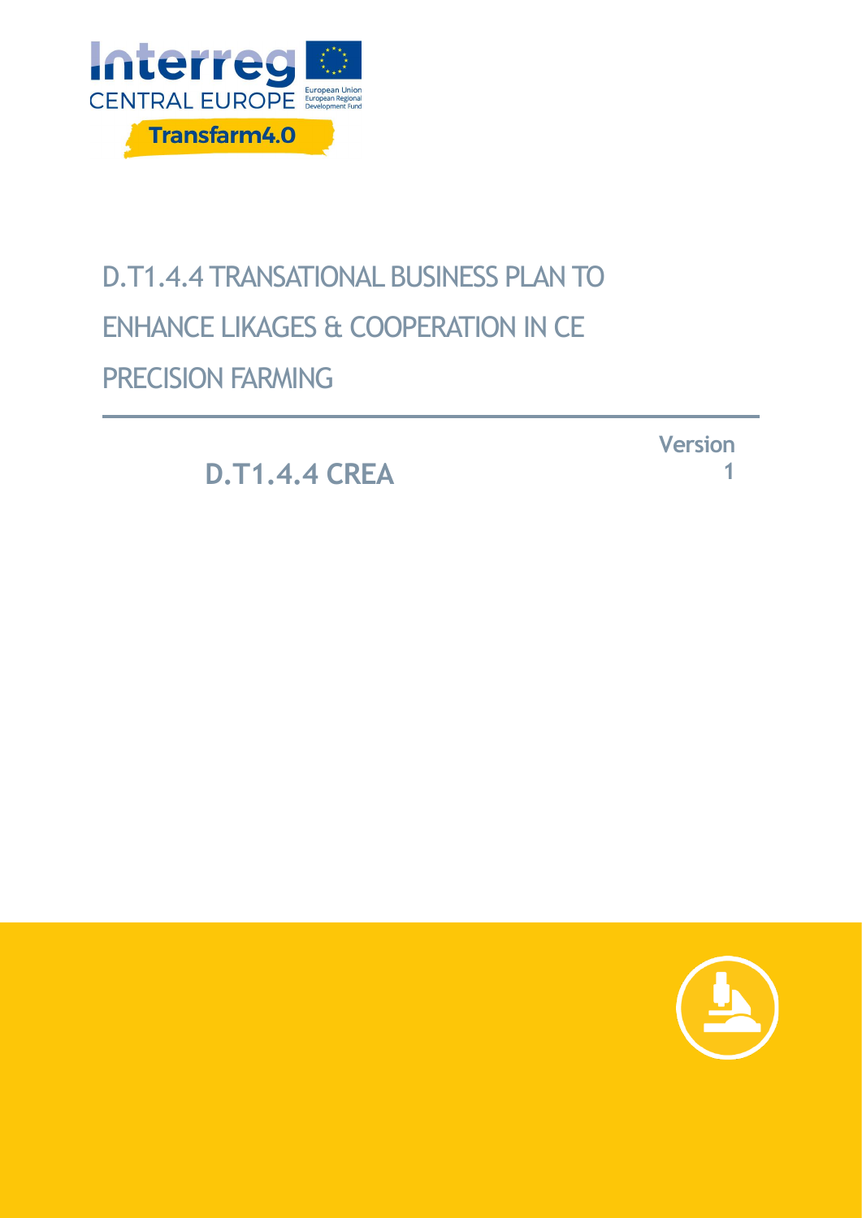Interreg
CENTRAL EUROPE
European Union
European Regional Development Fund

Transfarm4.0

# D.T1.4.4 TRANSATIONAL BUSINESS PLAN TO ENHANCE LIKAGES & COOPERATION IN CE PRECISION FARMING

**D.T1.4.4 CREA**

**Version 1**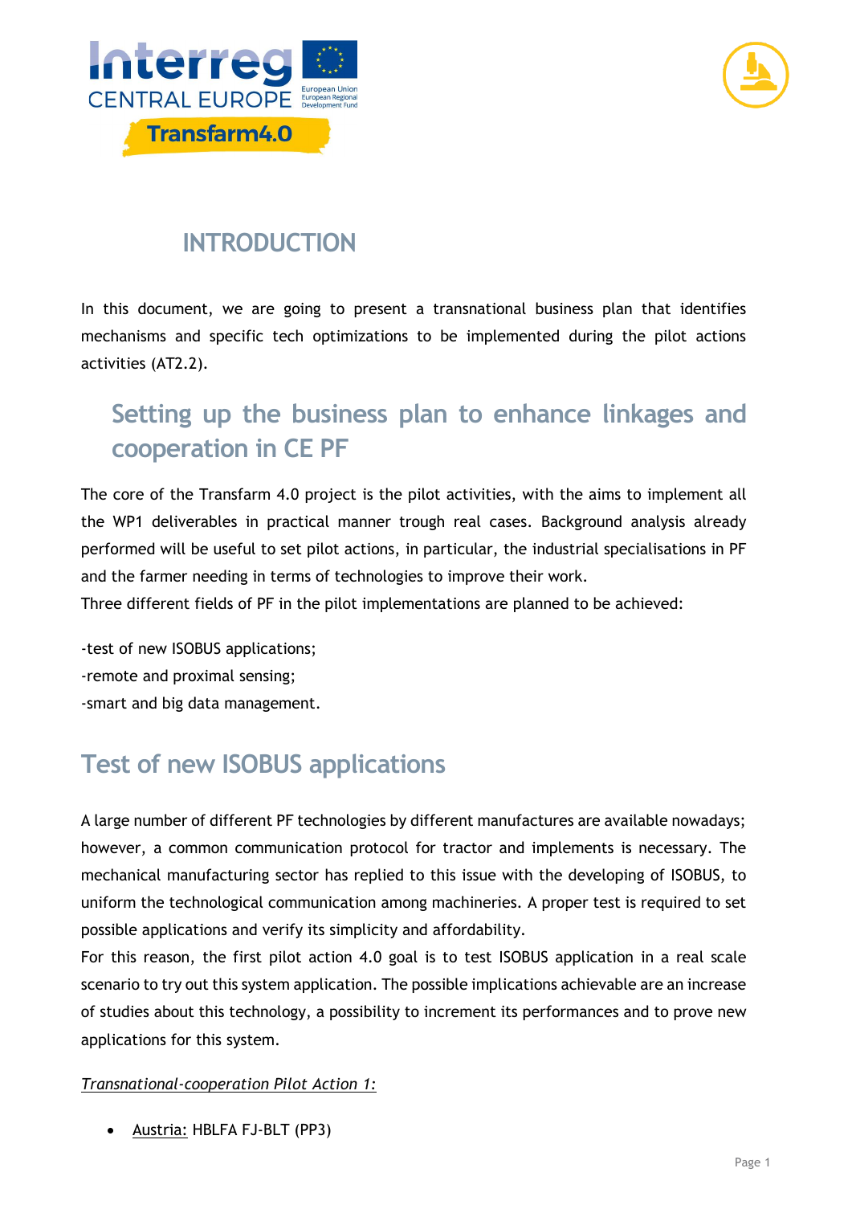# INTRODUCTION

In this document, we are going to present a transnational business plan that identifies mechanisms and specific tech optimizations to be implemented during the pilot actions activities (AT2.2).

## Setting up the business plan to enhance linkages and cooperation in CE PF

The core of the Transfarm 4.0 project is the pilot activities, with the aims to implement all the WP1 deliverables in practical manner trough real cases. Background analysis already performed will be useful to set pilot actions, in particular, the industrial specialisations in PF and the farmer needing in terms of technologies to improve their work.
Three different fields of PF in the pilot implementations are planned to be achieved:

-test of new ISOBUS applications;
-remote and proximal sensing;
-smart and big data management.

## Test of new ISOBUS applications

A large number of different PF technologies by different manufactures are available nowadays; however, a common communication protocol for tractor and implements is necessary. The mechanical manufacturing sector has replied to this issue with the developing of ISOBUS, to uniform the technological communication among machineries. A proper test is required to set possible applications and verify its simplicity and affordability.
For this reason, the first pilot action 4.0 goal is to test ISOBUS application in a real scale scenario to try out this system application. The possible implications achievable are an increase of studies about this technology, a possibility to increment its performances and to prove new applications for this system.

*Transnational-cooperation Pilot Action 1:*

- Austria: HBLFA FJ-BLT (PP3)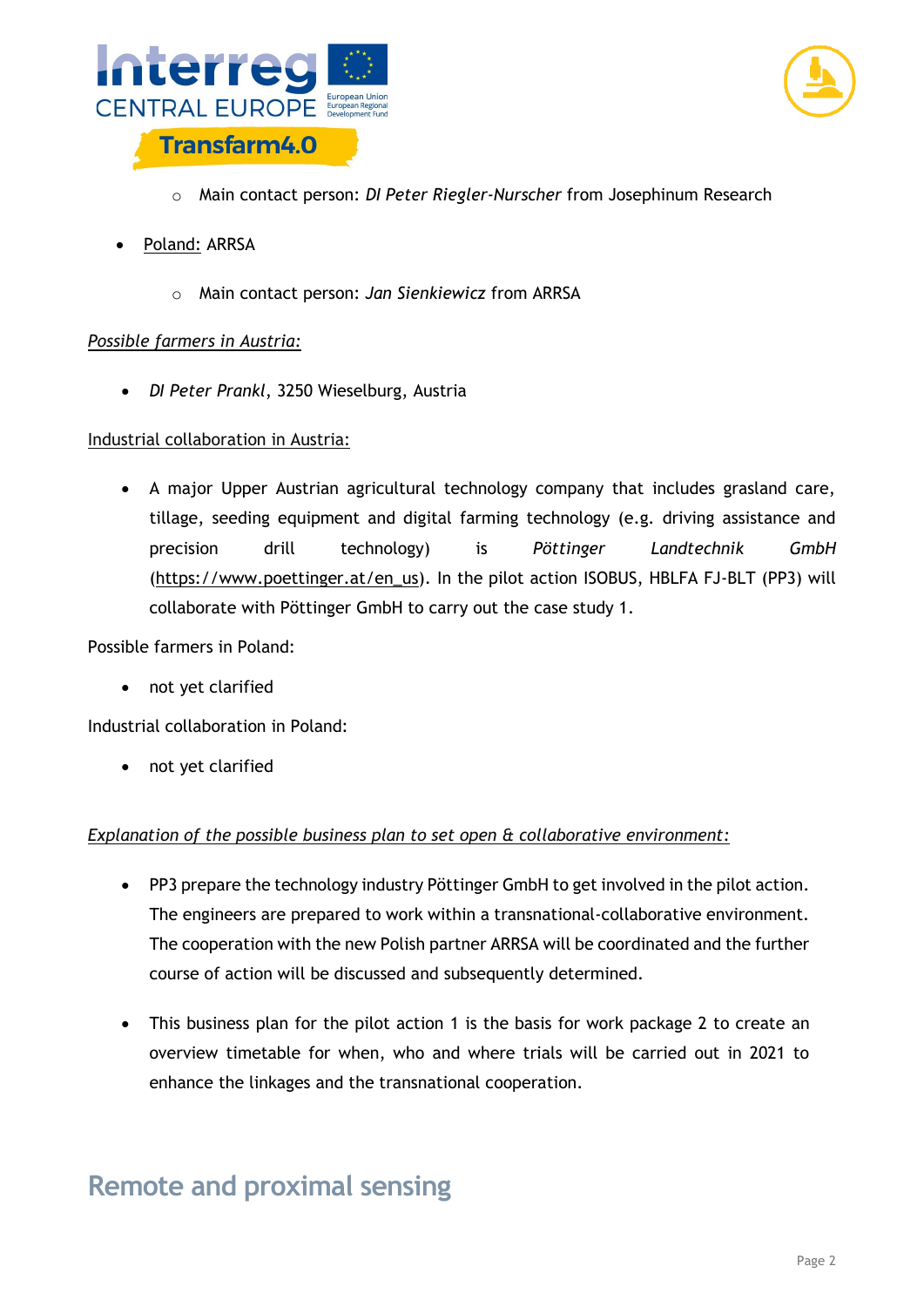- Main contact person: *DI Peter Riegler-Nurscher* from Josephinum Research

- Poland: ARRSA
  - Main contact person: *Jan Sienkiewicz* from ARRSA

*Possible farmers in Austria:*

- *DI Peter Prankl*, 3250 Wieselburg, Austria

Industrial collaboration in Austria:

- A major Upper Austrian agricultural technology company that includes grasland care, tillage, seeding equipment and digital farming technology (e.g. driving assistance and precision drill technology) is *Pöttinger Landtechnik GmbH* (https://www.poettinger.at/en_us). In the pilot action ISOBUS, HBLFA FJ-BLT (PP3) will collaborate with Pöttinger GmbH to carry out the case study 1.

Possible farmers in Poland:

- not yet clarified

Industrial collaboration in Poland:

- not yet clarified

*Explanation of the possible business plan to set open & collaborative environment:*

- PP3 prepare the technology industry Pöttinger GmbH to get involved in the pilot action. The engineers are prepared to work within a transnational-collaborative environment. The cooperation with the new Polish partner ARRSA will be coordinated and the further course of action will be discussed and subsequently determined.

- This business plan for the pilot action 1 is the basis for work package 2 to create an overview timetable for when, who and where trials will be carried out in 2021 to enhance the linkages and the transnational cooperation.

# Remote and proximal sensing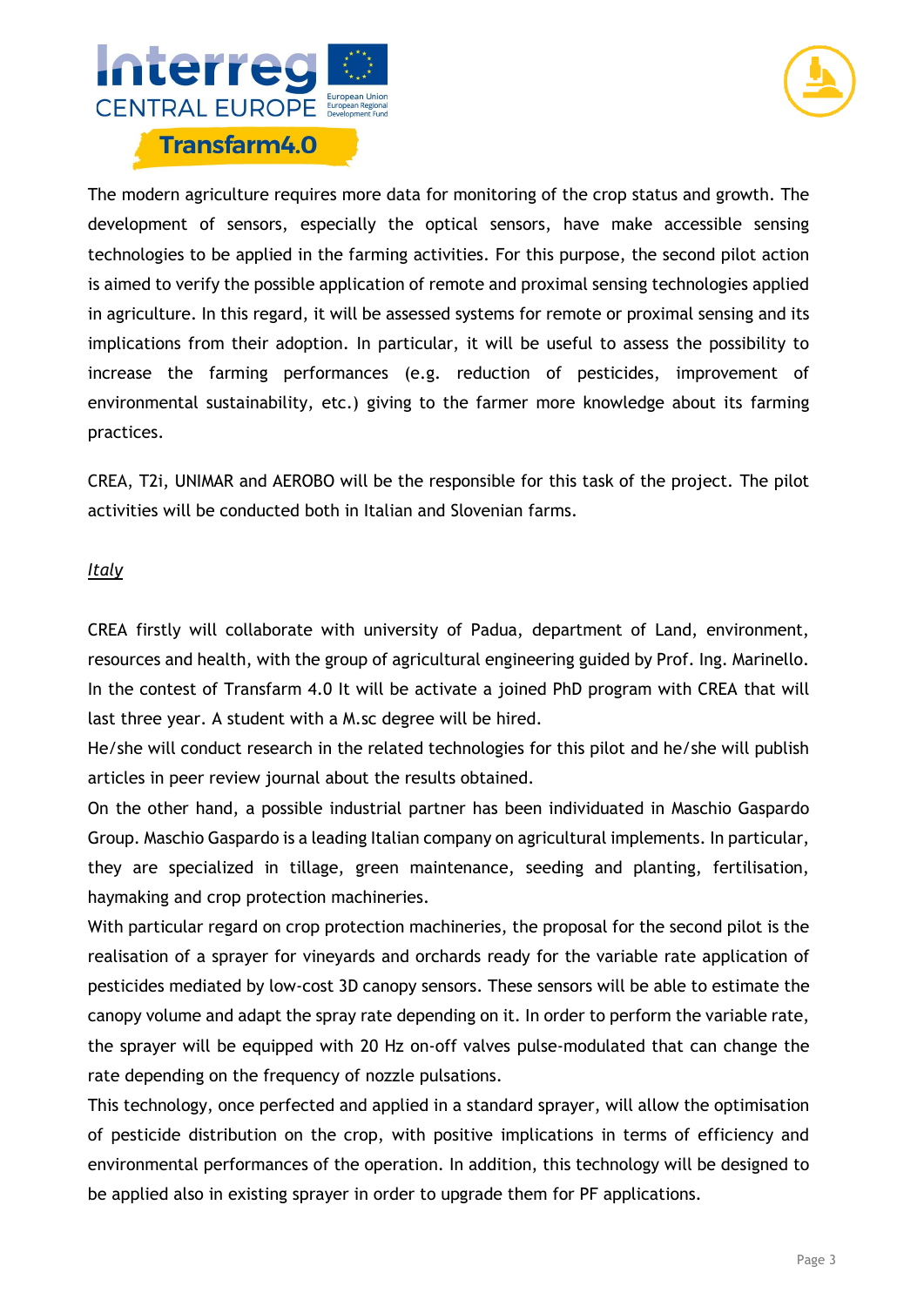The modern agriculture requires more data for monitoring of the crop status and growth. The development of sensors, especially the optical sensors, have make accessible sensing technologies to be applied in the farming activities. For this purpose, the second pilot action is aimed to verify the possible application of remote and proximal sensing technologies applied in agriculture. In this regard, it will be assessed systems for remote or proximal sensing and its implications from their adoption. In particular, it will be useful to assess the possibility to increase the farming performances (e.g. reduction of pesticides, improvement of environmental sustainability, etc.) giving to the farmer more knowledge about its farming practices.

CREA, T2i, UNIMAR and AEROBO will be the responsible for this task of the project. The pilot activities will be conducted both in Italian and Slovenian farms.

*Italy*

CREA firstly will collaborate with university of Padua, department of Land, environment, resources and health, with the group of agricultural engineering guided by Prof. Ing. Marinello. In the contest of Transfarm 4.0 It will be activate a joined PhD program with CREA that will last three year. A student with a M.sc degree will be hired.
He/she will conduct research in the related technologies for this pilot and he/she will publish articles in peer review journal about the results obtained.
On the other hand, a possible industrial partner has been individuated in Maschio Gaspardo Group. Maschio Gaspardo is a leading Italian company on agricultural implements. In particular, they are specialized in tillage, green maintenance, seeding and planting, fertilisation, haymaking and crop protection machineries.
With particular regard on crop protection machineries, the proposal for the second pilot is the realisation of a sprayer for vineyards and orchards ready for the variable rate application of pesticides mediated by low-cost 3D canopy sensors. These sensors will be able to estimate the canopy volume and adapt the spray rate depending on it. In order to perform the variable rate, the sprayer will be equipped with 20 Hz on-off valves pulse-modulated that can change the rate depending on the frequency of nozzle pulsations.
This technology, once perfected and applied in a standard sprayer, will allow the optimisation of pesticide distribution on the crop, with positive implications in terms of efficiency and environmental performances of the operation. In addition, this technology will be designed to be applied also in existing sprayer in order to upgrade them for PF applications.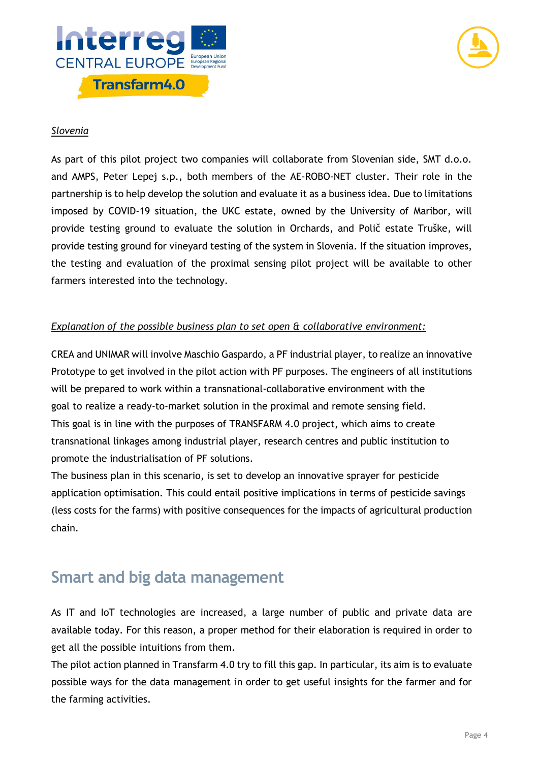*Slovenia*

As part of this pilot project two companies will collaborate from Slovenian side, SMT d.o.o. and AMPS, Peter Lepej s.p., both members of the AE-ROBO-NET cluster. Their role in the partnership is to help develop the solution and evaluate it as a business idea. Due to limitations imposed by COVID-19 situation, the UKC estate, owned by the University of Maribor, will provide testing ground to evaluate the solution in Orchards, and Polič estate Truške, will provide testing ground for vineyard testing of the system in Slovenia. If the situation improves, the testing and evaluation of the proximal sensing pilot project will be available to other farmers interested into the technology.

*Explanation of the possible business plan to set open & collaborative environment:*

CREA and UNIMAR will involve Maschio Gaspardo, a PF industrial player, to realize an innovative Prototype to get involved in the pilot action with PF purposes. The engineers of all institutions will be prepared to work within a transnational-collaborative environment with the goal to realize a ready-to-market solution in the proximal and remote sensing field.
This goal is in line with the purposes of TRANSFARM 4.0 project, which aims to create transnational linkages among industrial player, research centres and public institution to promote the industrialisation of PF solutions.
The business plan in this scenario, is set to develop an innovative sprayer for pesticide application optimisation. This could entail positive implications in terms of pesticide savings (less costs for the farms) with positive consequences for the impacts of agricultural production chain.

## Smart and big data management

As IT and IoT technologies are increased, a large number of public and private data are available today. For this reason, a proper method for their elaboration is required in order to get all the possible intuitions from them.
The pilot action planned in Transfarm 4.0 try to fill this gap. In particular, its aim is to evaluate possible ways for the data management in order to get useful insights for the farmer and for the farming activities.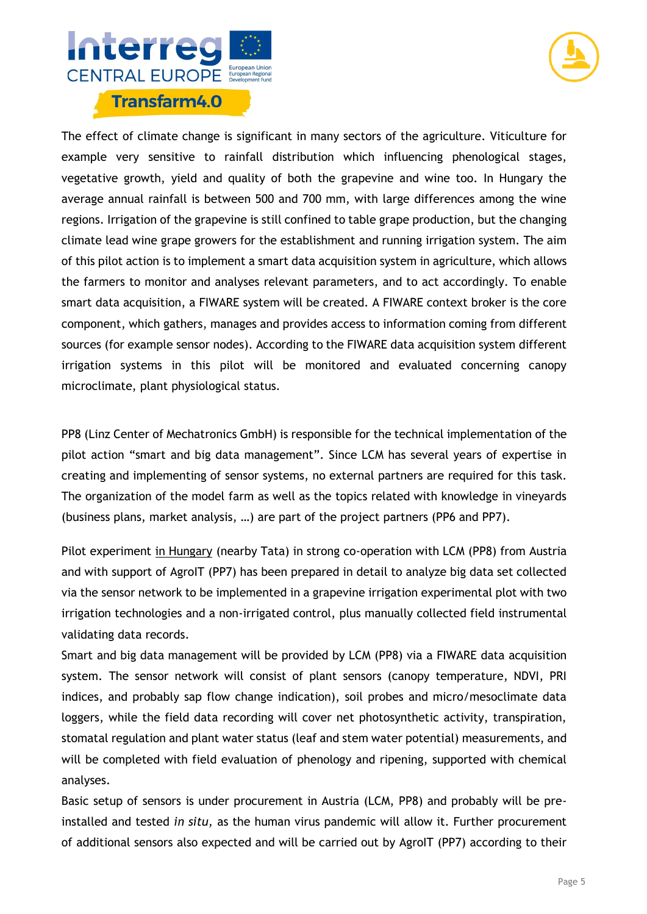The effect of climate change is significant in many sectors of the agriculture. Viticulture for example very sensitive to rainfall distribution which influencing phenological stages, vegetative growth, yield and quality of both the grapevine and wine too. In Hungary the average annual rainfall is between 500 and 700 mm, with large differences among the wine regions. Irrigation of the grapevine is still confined to table grape production, but the changing climate lead wine grape growers for the establishment and running irrigation system. The aim of this pilot action is to implement a smart data acquisition system in agriculture, which allows the farmers to monitor and analyses relevant parameters, and to act accordingly. To enable smart data acquisition, a FIWARE system will be created. A FIWARE context broker is the core component, which gathers, manages and provides access to information coming from different sources (for example sensor nodes). According to the FIWARE data acquisition system different irrigation systems in this pilot will be monitored and evaluated concerning canopy microclimate, plant physiological status.

PP8 (Linz Center of Mechatronics GmbH) is responsible for the technical implementation of the pilot action “smart and big data management”. Since LCM has several years of expertise in creating and implementing of sensor systems, no external partners are required for this task. The organization of the model farm as well as the topics related with knowledge in vineyards (business plans, market analysis, …) are part of the project partners (PP6 and PP7).

Pilot experiment in Hungary (nearby Tata) in strong co-operation with LCM (PP8) from Austria and with support of AgroIT (PP7) has been prepared in detail to analyze big data set collected via the sensor network to be implemented in a grapevine irrigation experimental plot with two irrigation technologies and a non-irrigated control, plus manually collected field instrumental validating data records.

Smart and big data management will be provided by LCM (PP8) via a FIWARE data acquisition system. The sensor network will consist of plant sensors (canopy temperature, NDVI, PRI indices, and probably sap flow change indication), soil probes and micro/mesoclimate data loggers, while the field data recording will cover net photosynthetic activity, transpiration, stomatal regulation and plant water status (leaf and stem water potential) measurements, and will be completed with field evaluation of phenology and ripening, supported with chemical analyses.

Basic setup of sensors is under procurement in Austria (LCM, PP8) and probably will be pre-installed and tested *in situ,* as the human virus pandemic will allow it. Further procurement of additional sensors also expected and will be carried out by AgroIT (PP7) according to their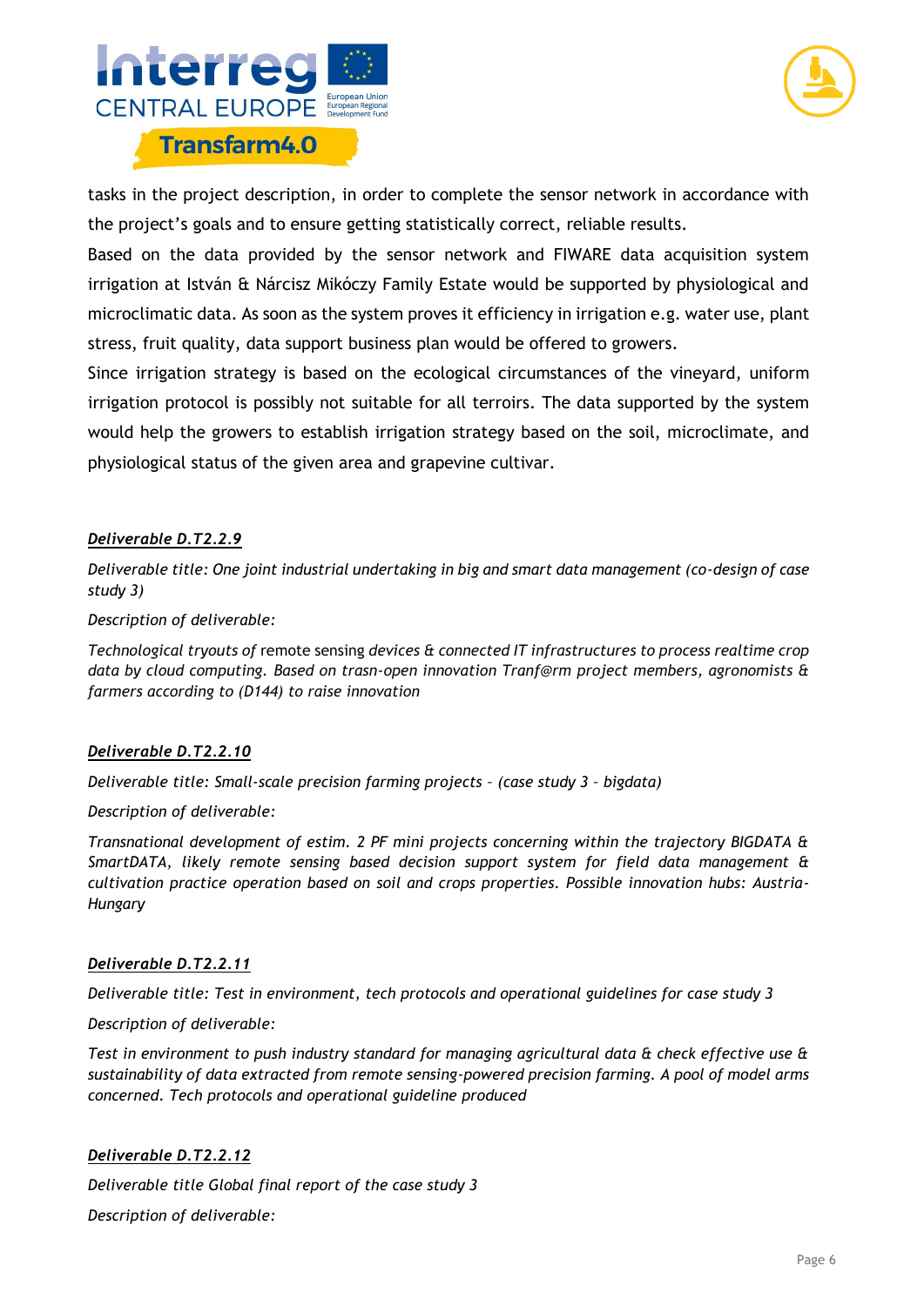tasks in the project description, in order to complete the sensor network in accordance with the project's goals and to ensure getting statistically correct, reliable results.

Based on the data provided by the sensor network and FIWARE data acquisition system irrigation at István & Nárcisz Mikóczy Family Estate would be supported by physiological and microclimatic data. As soon as the system proves it efficiency in irrigation e.g. water use, plant stress, fruit quality, data support business plan would be offered to growers.

Since irrigation strategy is based on the ecological circumstances of the vineyard, uniform irrigation protocol is possibly not suitable for all terroirs. The data supported by the system would help the growers to establish irrigation strategy based on the soil, microclimate, and physiological status of the given area and grapevine cultivar.

***Deliverable D.T2.2.9***

*Deliverable title: One joint industrial undertaking in big and smart data management (co-design of case study 3)*

*Description of deliverable:*

*Technological tryouts of* remote sensing *devices & connected IT infrastructures to process realtime crop data by cloud computing. Based on trasn-open innovation Tranf@rm project members, agronomists & farmers according to (D144) to raise innovation*

***Deliverable D.T2.2.10***

*Deliverable title: Small-scale precision farming projects – (case study 3 – bigdata)*

*Description of deliverable:*

*Transnational development of estim. 2 PF mini projects concerning within the trajectory BIGDATA & SmartDATA, likely remote sensing based decision support system for field data management & cultivation practice operation based on soil and crops properties. Possible innovation hubs: Austria-Hungary*

***Deliverable D.T2.2.11***

*Deliverable title: Test in environment, tech protocols and operational guidelines for case study 3*

*Description of deliverable:*

*Test in environment to push industry standard for managing agricultural data & check effective use & sustainability of data extracted from remote sensing-powered precision farming. A pool of model arms concerned. Tech protocols and operational guideline produced*

***Deliverable D.T2.2.12***

*Deliverable title Global final report of the case study 3*

*Description of deliverable:*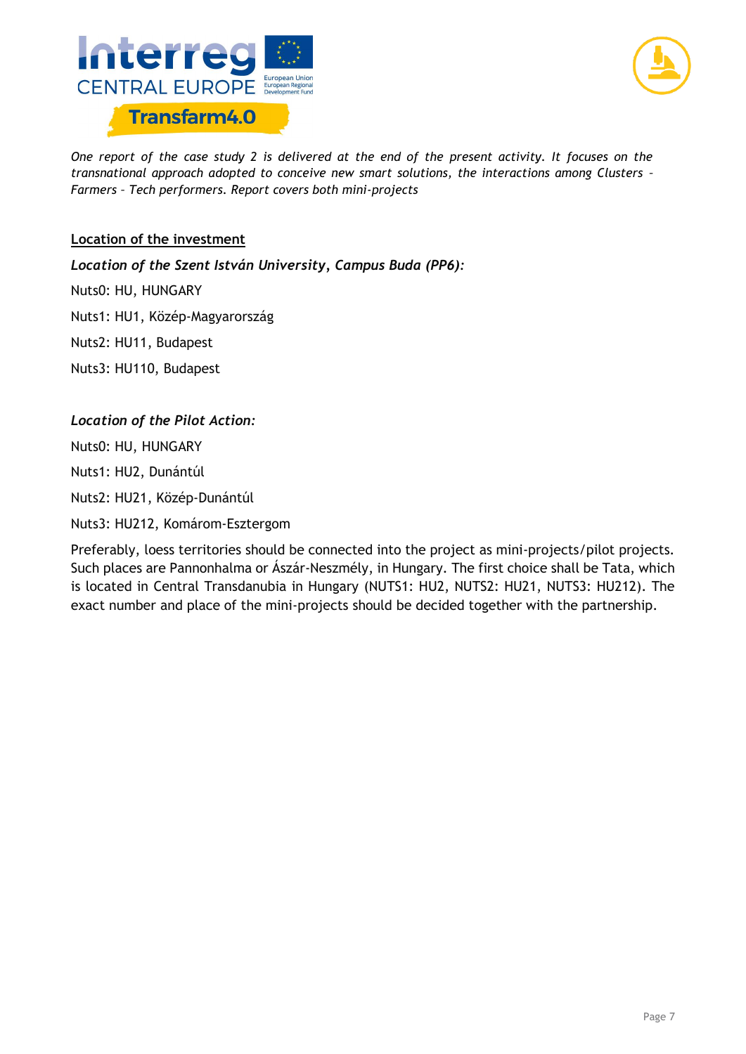*One report of the case study 2 is delivered at the end of the present activity. It focuses on the transnational approach adopted to conceive new smart solutions, the interactions among Clusters – Farmers – Tech performers. Report covers both mini-projects*

## Location of the investment

***Location of the Szent István University, Campus Buda (PP6):***

Nuts0: HU, HUNGARY

Nuts1: HU1, Közép-Magyarország

Nuts2: HU11, Budapest

Nuts3: HU110, Budapest

***Location of the Pilot Action:***

Nuts0: HU, HUNGARY

Nuts1: HU2, Dunántúl

Nuts2: HU21, Közép-Dunántúl

Nuts3: HU212, Komárom-Esztergom

Preferably, loess territories should be connected into the project as mini-projects/pilot projects. Such places are Pannonhalma or Ászár-Neszmély, in Hungary. The first choice shall be Tata, which is located in Central Transdanubia in Hungary (NUTS1: HU2, NUTS2: HU21, NUTS3: HU212). The exact number and place of the mini-projects should be decided together with the partnership.